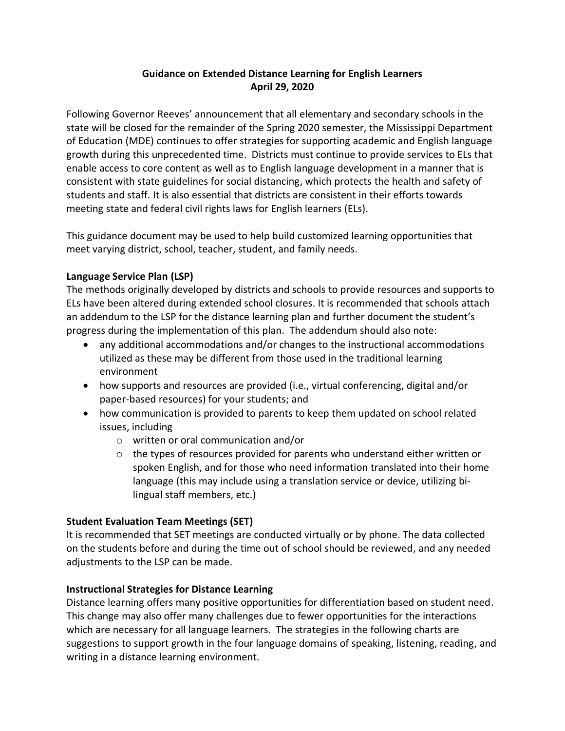# Guidance on Extended Distance Learning for English Learners
## April 29, 2020

Following Governor Reeves' announcement that all elementary and secondary schools in the state will be closed for the remainder of the Spring 2020 semester, the Mississippi Department of Education (MDE) continues to offer strategies for supporting academic and English language growth during this unprecedented time. Districts must continue to provide services to ELs that enable access to core content as well as to English language development in a manner that is consistent with state guidelines for social distancing, which protects the health and safety of students and staff. It is also essential that districts are consistent in their efforts towards meeting state and federal civil rights laws for English learners (ELs).

This guidance document may be used to help build customized learning opportunities that meet varying district, school, teacher, student, and family needs.

**Language Service Plan (LSP)**

The methods originally developed by districts and schools to provide resources and supports to ELs have been altered during extended school closures. It is recommended that schools attach an addendum to the LSP for the distance learning plan and further document the student's progress during the implementation of this plan. The addendum should also note:

- any additional accommodations and/or changes to the instructional accommodations utilized as these may be different from those used in the traditional learning environment
- how supports and resources are provided (i.e., virtual conferencing, digital and/or paper-based resources) for your students; and
- how communication is provided to parents to keep them updated on school related issues, including
    - written or oral communication and/or
    - the types of resources provided for parents who understand either written or spoken English, and for those who need information translated into their home language (this may include using a translation service or device, utilizing bi-lingual staff members, etc.)

**Student Evaluation Team Meetings (SET)**

It is recommended that SET meetings are conducted virtually or by phone. The data collected on the students before and during the time out of school should be reviewed, and any needed adjustments to the LSP can be made.

**Instructional Strategies for Distance Learning**

Distance learning offers many positive opportunities for differentiation based on student need. This change may also offer many challenges due to fewer opportunities for the interactions which are necessary for all language learners. The strategies in the following charts are suggestions to support growth in the four language domains of speaking, listening, reading, and writing in a distance learning environment.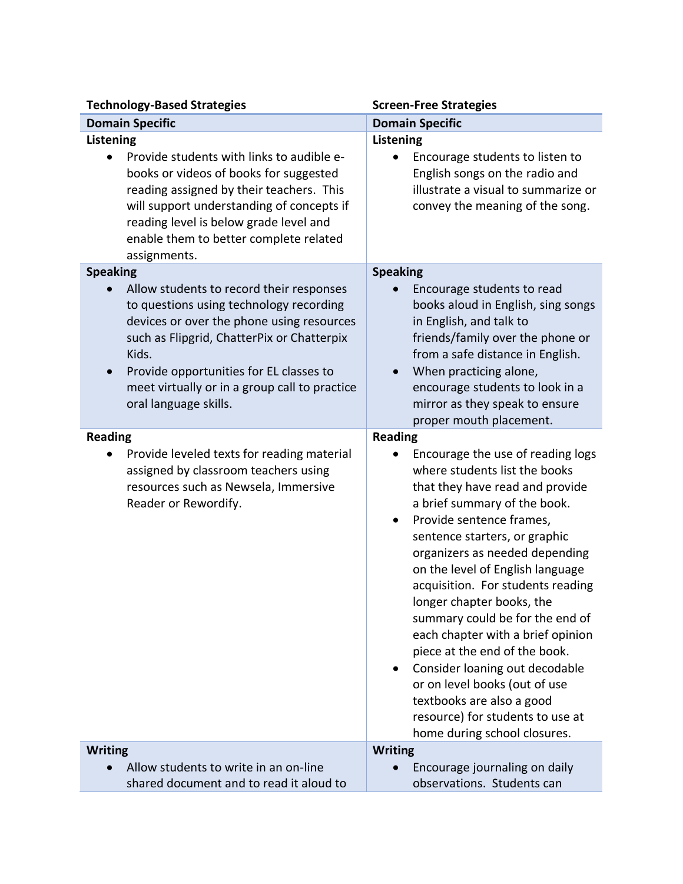| Technology-Based Strategies | Screen-Free Strategies |
|---|---|
| **Domain Specific** | **Domain Specific** |
| **Listening**<br>• Provide students with links to audible e-books or videos of books for suggested reading assigned by their teachers. This will support understanding of concepts if reading level is below grade level and enable them to better complete related assignments. | **Listening**<br>• Encourage students to listen to English songs on the radio and illustrate a visual to summarize or convey the meaning of the song. |
| **Speaking**<br>• Allow students to record their responses to questions using technology recording devices or over the phone using resources such as Flipgrid, ChatterPix or Chatterpix Kids.<br>• Provide opportunities for EL classes to meet virtually or in a group call to practice oral language skills. | **Speaking**<br>• Encourage students to read books aloud in English, sing songs in English, and talk to friends/family over the phone or from a safe distance in English.<br>• When practicing alone, encourage students to look in a mirror as they speak to ensure proper mouth placement. |
| **Reading**<br>• Provide leveled texts for reading material assigned by classroom teachers using resources such as Newsela, Immersive Reader or Rewordify. | **Reading**<br>• Encourage the use of reading logs where students list the books that they have read and provide a brief summary of the book.<br>• Provide sentence frames, sentence starters, or graphic organizers as needed depending on the level of English language acquisition. For students reading longer chapter books, the summary could be for the end of each chapter with a brief opinion piece at the end of the book.<br>• Consider loaning out decodable or on level books (out of use textbooks are also a good resource) for students to use at home during school closures. |
| **Writing**<br>• Allow students to write in an on-line shared document and to read it aloud to | **Writing**<br>• Encourage journaling on daily observations. Students can |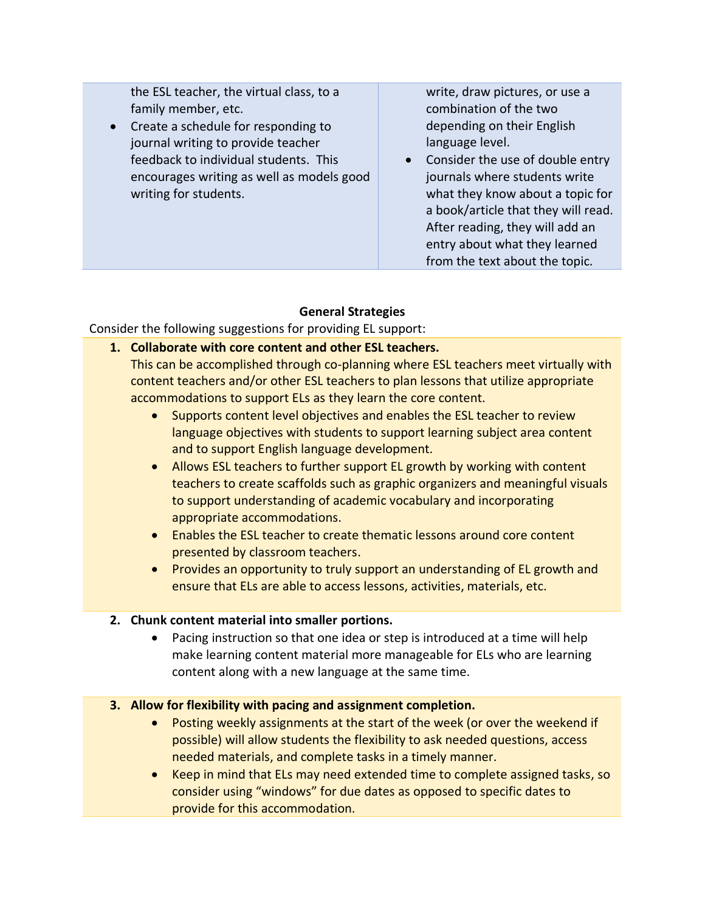| | |
|---|---|
| the ESL teacher, the virtual class, to a family member, etc.<br>• Create a schedule for responding to journal writing to provide teacher feedback to individual students. This encourages writing as well as models good writing for students. | write, draw pictures, or use a combination of the two depending on their English language level.<br>• Consider the use of double entry journals where students write what they know about a topic for a book/article that they will read. After reading, they will add an entry about what they learned from the text about the topic. |

**General Strategies**

Consider the following suggestions for providing EL support:

1. **Collaborate with core content and other ESL teachers.**
   This can be accomplished through co-planning where ESL teachers meet virtually with content teachers and/or other ESL teachers to plan lessons that utilize appropriate accommodations to support ELs as they learn the core content.
   - Supports content level objectives and enables the ESL teacher to review language objectives with students to support learning subject area content and to support English language development.
   - Allows ESL teachers to further support EL growth by working with content teachers to create scaffolds such as graphic organizers and meaningful visuals to support understanding of academic vocabulary and incorporating appropriate accommodations.
   - Enables the ESL teacher to create thematic lessons around core content presented by classroom teachers.
   - Provides an opportunity to truly support an understanding of EL growth and ensure that ELs are able to access lessons, activities, materials, etc.

2. **Chunk content material into smaller portions.**
   - Pacing instruction so that one idea or step is introduced at a time will help make learning content material more manageable for ELs who are learning content along with a new language at the same time.

3. **Allow for flexibility with pacing and assignment completion.**
   - Posting weekly assignments at the start of the week (or over the weekend if possible) will allow students the flexibility to ask needed questions, access needed materials, and complete tasks in a timely manner.
   - Keep in mind that ELs may need extended time to complete assigned tasks, so consider using "windows" for due dates as opposed to specific dates to provide for this accommodation.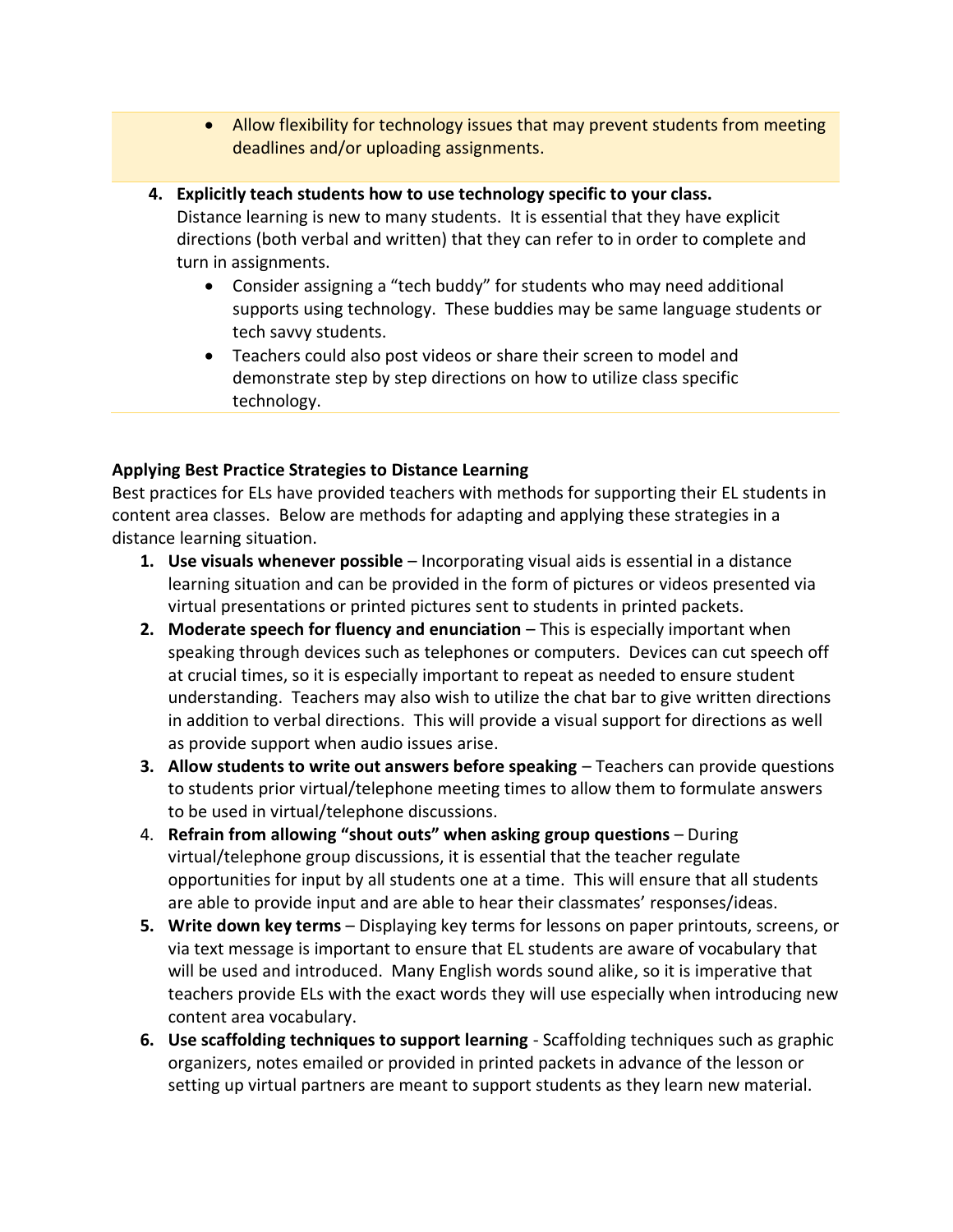- Allow flexibility for technology issues that may prevent students from meeting deadlines and/or uploading assignments.

4. **Explicitly teach students how to use technology specific to your class.**
   Distance learning is new to many students. It is essential that they have explicit directions (both verbal and written) that they can refer to in order to complete and turn in assignments.
   - Consider assigning a "tech buddy" for students who may need additional supports using technology. These buddies may be same language students or tech savvy students.
   - Teachers could also post videos or share their screen to model and demonstrate step by step directions on how to utilize class specific technology.

**Applying Best Practice Strategies to Distance Learning**

Best practices for ELs have provided teachers with methods for supporting their EL students in content area classes. Below are methods for adapting and applying these strategies in a distance learning situation.

1. **Use visuals whenever possible** – Incorporating visual aids is essential in a distance learning situation and can be provided in the form of pictures or videos presented via virtual presentations or printed pictures sent to students in printed packets.
2. **Moderate speech for fluency and enunciation** – This is especially important when speaking through devices such as telephones or computers. Devices can cut speech off at crucial times, so it is especially important to repeat as needed to ensure student understanding. Teachers may also wish to utilize the chat bar to give written directions in addition to verbal directions. This will provide a visual support for directions as well as provide support when audio issues arise.
3. **Allow students to write out answers before speaking** – Teachers can provide questions to students prior virtual/telephone meeting times to allow them to formulate answers to be used in virtual/telephone discussions.
4. **Refrain from allowing "shout outs" when asking group questions** – During virtual/telephone group discussions, it is essential that the teacher regulate opportunities for input by all students one at a time. This will ensure that all students are able to provide input and are able to hear their classmates' responses/ideas.
5. **Write down key terms** – Displaying key terms for lessons on paper printouts, screens, or via text message is important to ensure that EL students are aware of vocabulary that will be used and introduced. Many English words sound alike, so it is imperative that teachers provide ELs with the exact words they will use especially when introducing new content area vocabulary.
6. **Use scaffolding techniques to support learning** - Scaffolding techniques such as graphic organizers, notes emailed or provided in printed packets in advance of the lesson or setting up virtual partners are meant to support students as they learn new material.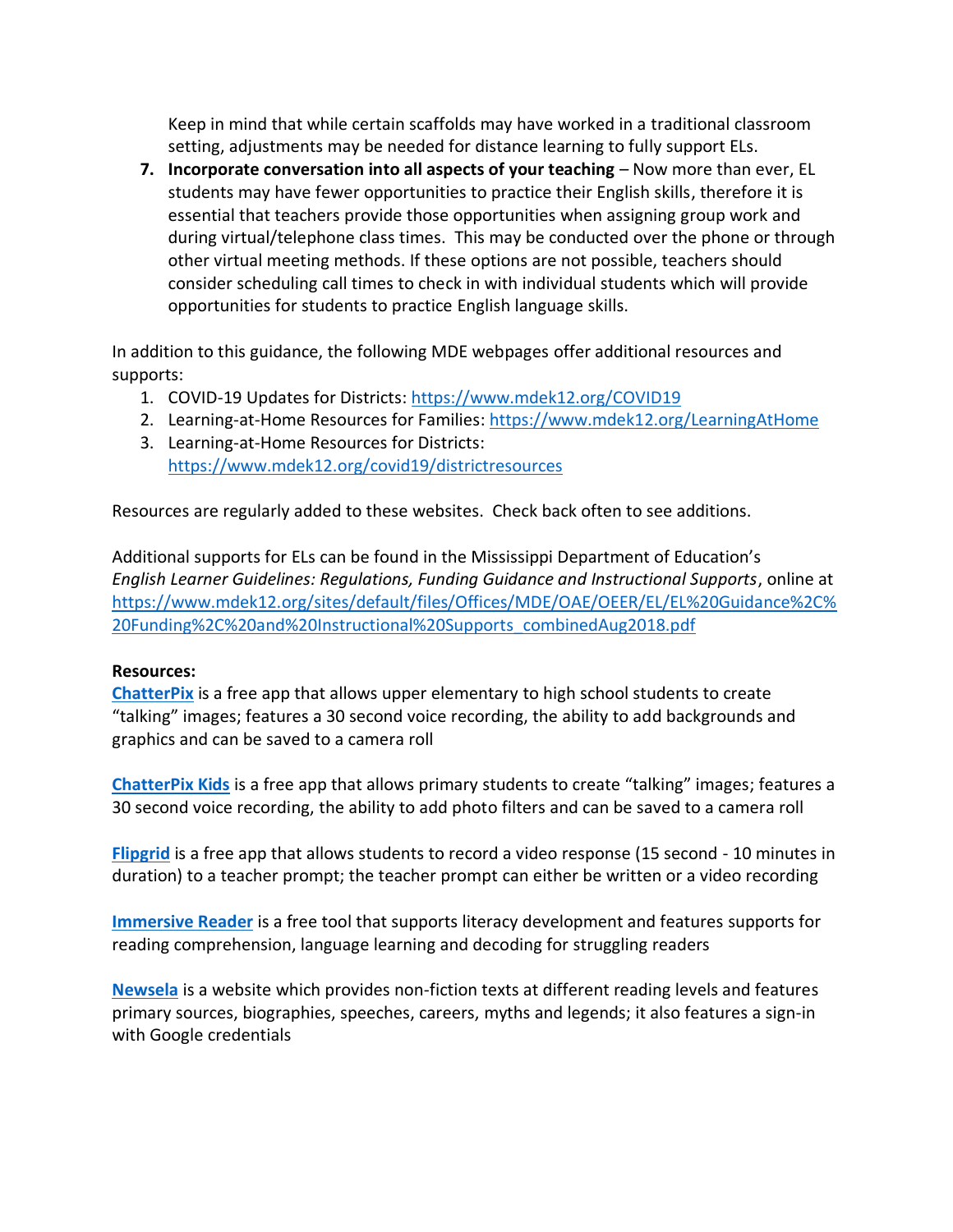Keep in mind that while certain scaffolds may have worked in a traditional classroom setting, adjustments may be needed for distance learning to fully support ELs.

7. **Incorporate conversation into all aspects of your teaching** – Now more than ever, EL students may have fewer opportunities to practice their English skills, therefore it is essential that teachers provide those opportunities when assigning group work and during virtual/telephone class times. This may be conducted over the phone or through other virtual meeting methods. If these options are not possible, teachers should consider scheduling call times to check in with individual students which will provide opportunities for students to practice English language skills.

In addition to this guidance, the following MDE webpages offer additional resources and supports:

1. COVID-19 Updates for Districts: https://www.mdek12.org/COVID19
2. Learning-at-Home Resources for Families: https://www.mdek12.org/LearningAtHome
3. Learning-at-Home Resources for Districts: https://www.mdek12.org/covid19/districtresources

Resources are regularly added to these websites. Check back often to see additions.

Additional supports for ELs can be found in the Mississippi Department of Education's *English Learner Guidelines: Regulations, Funding Guidance and Instructional Supports*, online at https://www.mdek12.org/sites/default/files/Offices/MDE/OAE/OEER/EL/EL%20Guidance%2C%20Funding%2C%20and%20Instructional%20Supports_combinedAug2018.pdf

**Resources:**

**ChatterPix** is a free app that allows upper elementary to high school students to create "talking" images; features a 30 second voice recording, the ability to add backgrounds and graphics and can be saved to a camera roll

**ChatterPix Kids** is a free app that allows primary students to create "talking" images; features a 30 second voice recording, the ability to add photo filters and can be saved to a camera roll

**Flipgrid** is a free app that allows students to record a video response (15 second - 10 minutes in duration) to a teacher prompt; the teacher prompt can either be written or a video recording

**Immersive Reader** is a free tool that supports literacy development and features supports for reading comprehension, language learning and decoding for struggling readers

**Newsela** is a website which provides non-fiction texts at different reading levels and features primary sources, biographies, speeches, careers, myths and legends; it also features a sign-in with Google credentials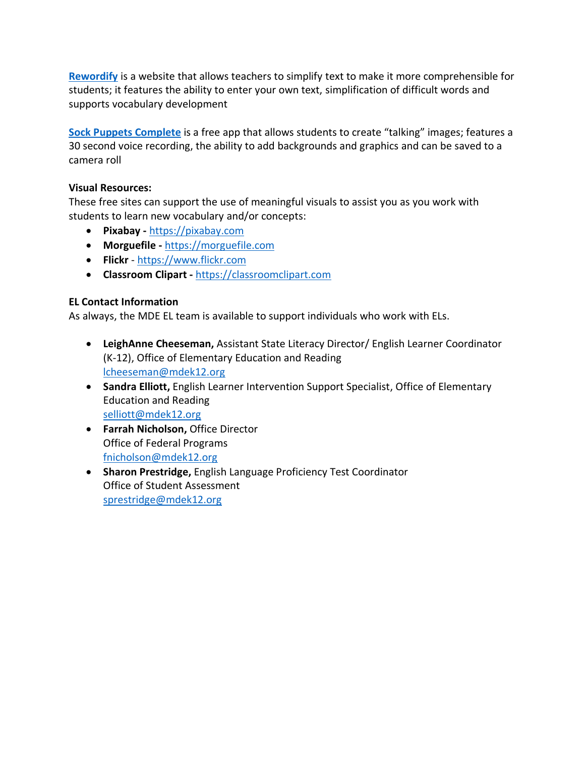**Rewordify** is a website that allows teachers to simplify text to make it more comprehensible for students; it features the ability to enter your own text, simplification of difficult words and supports vocabulary development

**Sock Puppets Complete** is a free app that allows students to create "talking" images; features a 30 second voice recording, the ability to add backgrounds and graphics and can be saved to a camera roll

**Visual Resources:**

These free sites can support the use of meaningful visuals to assist you as you work with students to learn new vocabulary and/or concepts:

- **Pixabay -** https://pixabay.com
- **Morguefile -** https://morguefile.com
- **Flickr** - https://www.flickr.com
- **Classroom Clipart -** https://classroomclipart.com

**EL Contact Information**

As always, the MDE EL team is available to support individuals who work with ELs.

- **LeighAnne Cheeseman,** Assistant State Literacy Director/ English Learner Coordinator (K-12), Office of Elementary Education and Reading
  lcheeseman@mdek12.org
- **Sandra Elliott,** English Learner Intervention Support Specialist, Office of Elementary Education and Reading
  selliott@mdek12.org
- **Farrah Nicholson,** Office Director
  Office of Federal Programs
  fnicholson@mdek12.org
- **Sharon Prestridge,** English Language Proficiency Test Coordinator
  Office of Student Assessment
  sprestridge@mdek12.org